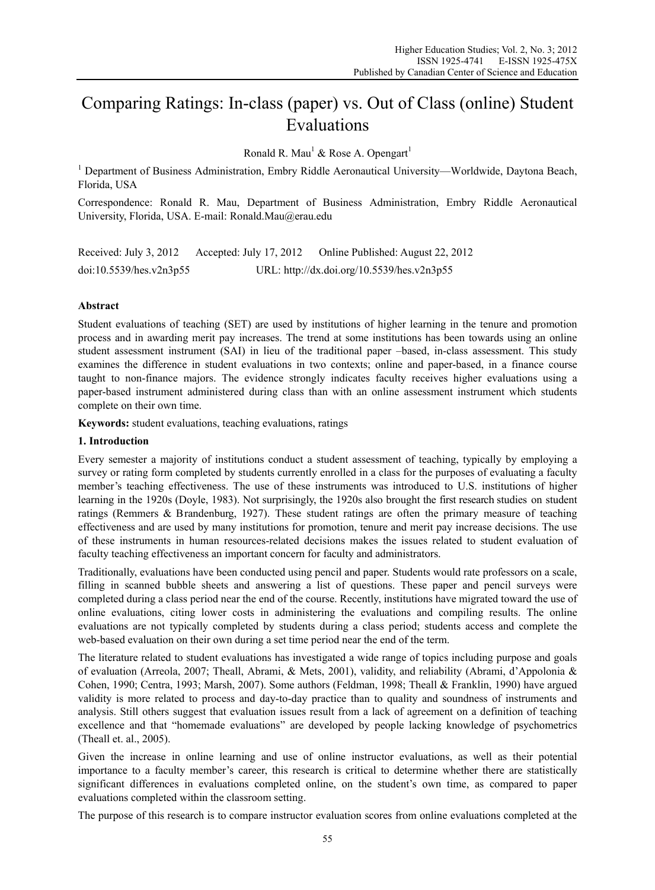# Comparing Ratings: In-class (paper) vs. Out of Class (online) Student Evaluations

Ronald R. Mau[1] & Rose A. Opengart[1]

[1] Department of Business Administration, Embry Riddle Aeronautical University—Worldwide, Daytona Beach, Florida, USA

Correspondence: Ronald R. Mau, Department of Business Administration, Embry Riddle Aeronautical University, Florida, USA. E-mail: Ronald.Mau@erau.edu

Received: July 3, 2012  Accepted: July 17, 2012  Online Published: August 22, 2012

doi:10.5539/hes.v2n3p55  URL: http://dx.doi.org/10.5539/hes.v2n3p55

**Abstract**

Student evaluations of teaching (SET) are used by institutions of higher learning in the tenure and promotion process and in awarding merit pay increases. The trend at some institutions has been towards using an online student assessment instrument (SAI) in lieu of the traditional paper –based, in-class assessment. This study examines the difference in student evaluations in two contexts; online and paper-based, in a finance course taught to non-finance majors. The evidence strongly indicates faculty receives higher evaluations using a paper-based instrument administered during class than with an online assessment instrument which students complete on their own time.

**Keywords:** student evaluations, teaching evaluations, ratings

## 1. Introduction

Every semester a majority of institutions conduct a student assessment of teaching, typically by employing a survey or rating form completed by students currently enrolled in a class for the purposes of evaluating a faculty member's teaching effectiveness. The use of these instruments was introduced to U.S. institutions of higher learning in the 1920s (Doyle, 1983). Not surprisingly, the 1920s also brought the first research studies on student ratings (Remmers & Brandenburg, 1927). These student ratings are often the primary measure of teaching effectiveness and are used by many institutions for promotion, tenure and merit pay increase decisions. The use of these instruments in human resources-related decisions makes the issues related to student evaluation of faculty teaching effectiveness an important concern for faculty and administrators.

Traditionally, evaluations have been conducted using pencil and paper. Students would rate professors on a scale, filling in scanned bubble sheets and answering a list of questions. These paper and pencil surveys were completed during a class period near the end of the course. Recently, institutions have migrated toward the use of online evaluations, citing lower costs in administering the evaluations and compiling results. The online evaluations are not typically completed by students during a class period; students access and complete the web-based evaluation on their own during a set time period near the end of the term.

The literature related to student evaluations has investigated a wide range of topics including purpose and goals of evaluation (Arreola, 2007; Theall, Abrami, & Mets, 2001), validity, and reliability (Abrami, d'Appolonia & Cohen, 1990; Centra, 1993; Marsh, 2007). Some authors (Feldman, 1998; Theall & Franklin, 1990) have argued validity is more related to process and day-to-day practice than to quality and soundness of instruments and analysis. Still others suggest that evaluation issues result from a lack of agreement on a definition of teaching excellence and that "homemade evaluations" are developed by people lacking knowledge of psychometrics (Theall et. al., 2005).

Given the increase in online learning and use of online instructor evaluations, as well as their potential importance to a faculty member's career, this research is critical to determine whether there are statistically significant differences in evaluations completed online, on the student's own time, as compared to paper evaluations completed within the classroom setting.

The purpose of this research is to compare instructor evaluation scores from online evaluations completed at the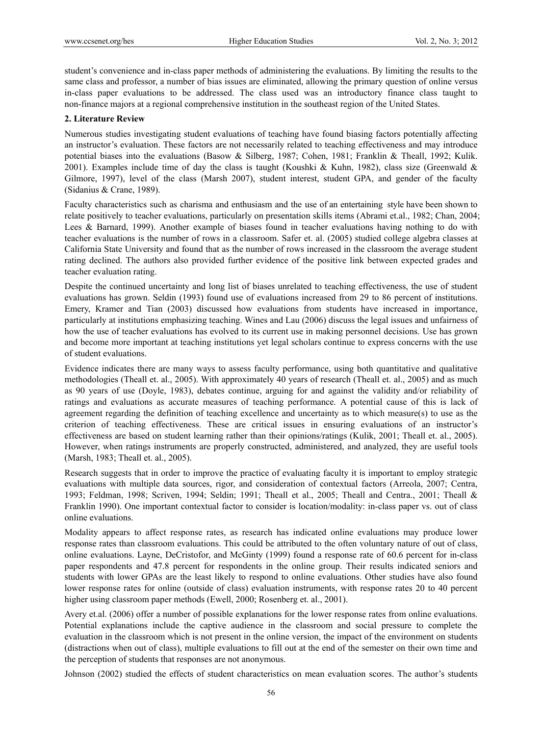student's convenience and in-class paper methods of administering the evaluations. By limiting the results to the same class and professor, a number of bias issues are eliminated, allowing the primary question of online versus in-class paper evaluations to be addressed. The class used was an introductory finance class taught to non-finance majors at a regional comprehensive institution in the southeast region of the United States.

## 2. Literature Review

Numerous studies investigating student evaluations of teaching have found biasing factors potentially affecting an instructor's evaluation. These factors are not necessarily related to teaching effectiveness and may introduce potential biases into the evaluations (Basow & Silberg, 1987; Cohen, 1981; Franklin & Theall, 1992; Kulik. 2001). Examples include time of day the class is taught (Koushki & Kuhn, 1982), class size (Greenwald & Gilmore, 1997), level of the class (Marsh 2007), student interest, student GPA, and gender of the faculty (Sidanius & Crane, 1989).

Faculty characteristics such as charisma and enthusiasm and the use of an entertaining style have been shown to relate positively to teacher evaluations, particularly on presentation skills items (Abrami et.al., 1982; Chan, 2004; Lees & Barnard, 1999). Another example of biases found in teacher evaluations having nothing to do with teacher evaluations is the number of rows in a classroom. Safer et. al. (2005) studied college algebra classes at California State University and found that as the number of rows increased in the classroom the average student rating declined. The authors also provided further evidence of the positive link between expected grades and teacher evaluation rating.

Despite the continued uncertainty and long list of biases unrelated to teaching effectiveness, the use of student evaluations has grown. Seldin (1993) found use of evaluations increased from 29 to 86 percent of institutions. Emery, Kramer and Tian (2003) discussed how evaluations from students have increased in importance, particularly at institutions emphasizing teaching. Wines and Lau (2006) discuss the legal issues and unfairness of how the use of teacher evaluations has evolved to its current use in making personnel decisions. Use has grown and become more important at teaching institutions yet legal scholars continue to express concerns with the use of student evaluations.

Evidence indicates there are many ways to assess faculty performance, using both quantitative and qualitative methodologies (Theall et. al., 2005). With approximately 40 years of research (Theall et. al., 2005) and as much as 90 years of use (Doyle, 1983), debates continue, arguing for and against the validity and/or reliability of ratings and evaluations as accurate measures of teaching performance. A potential cause of this is lack of agreement regarding the definition of teaching excellence and uncertainty as to which measure(s) to use as the criterion of teaching effectiveness. These are critical issues in ensuring evaluations of an instructor's effectiveness are based on student learning rather than their opinions/ratings (Kulik, 2001; Theall et. al., 2005). However, when ratings instruments are properly constructed, administered, and analyzed, they are useful tools (Marsh, 1983; Theall et. al., 2005).

Research suggests that in order to improve the practice of evaluating faculty it is important to employ strategic evaluations with multiple data sources, rigor, and consideration of contextual factors (Arreola, 2007; Centra, 1993; Feldman, 1998; Scriven, 1994; Seldin; 1991; Theall et al., 2005; Theall and Centra., 2001; Theall & Franklin 1990). One important contextual factor to consider is location/modality: in-class paper vs. out of class online evaluations.

Modality appears to affect response rates, as research has indicated online evaluations may produce lower response rates than classroom evaluations. This could be attributed to the often voluntary nature of out of class, online evaluations. Layne, DeCristofor, and McGinty (1999) found a response rate of 60.6 percent for in-class paper respondents and 47.8 percent for respondents in the online group. Their results indicated seniors and students with lower GPAs are the least likely to respond to online evaluations. Other studies have also found lower response rates for online (outside of class) evaluation instruments, with response rates 20 to 40 percent higher using classroom paper methods (Ewell, 2000; Rosenberg et. al., 2001).

Avery et.al. (2006) offer a number of possible explanations for the lower response rates from online evaluations. Potential explanations include the captive audience in the classroom and social pressure to complete the evaluation in the classroom which is not present in the online version, the impact of the environment on students (distractions when out of class), multiple evaluations to fill out at the end of the semester on their own time and the perception of students that responses are not anonymous.

Johnson (2002) studied the effects of student characteristics on mean evaluation scores. The author's students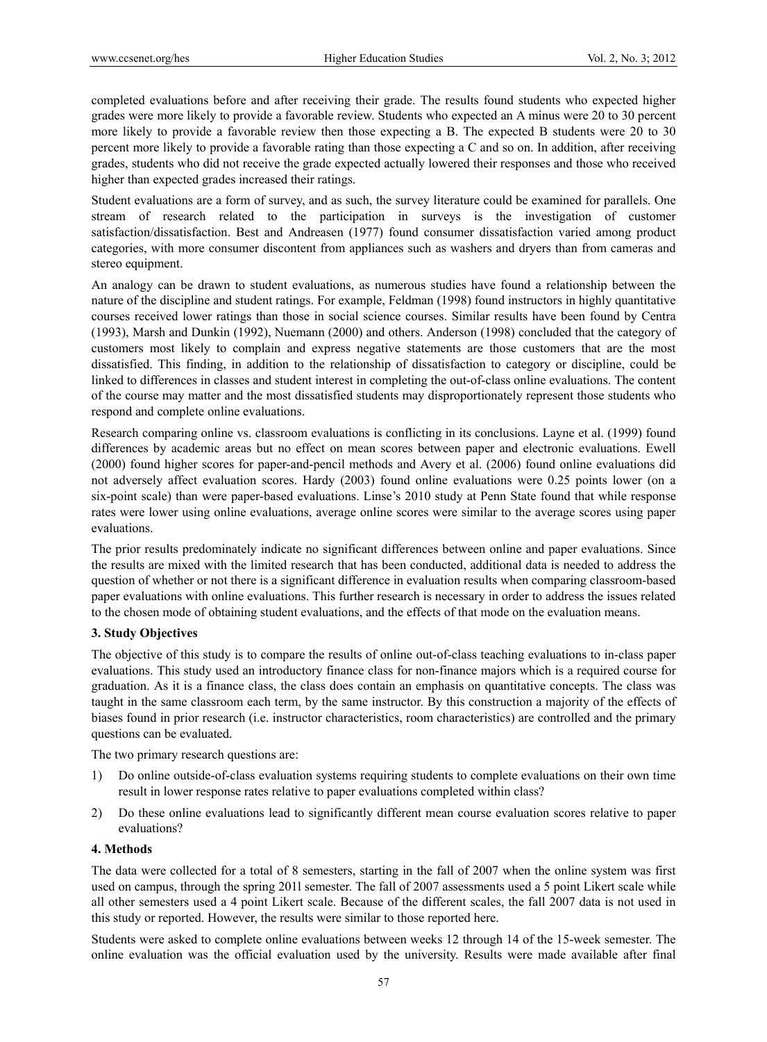completed evaluations before and after receiving their grade. The results found students who expected higher grades were more likely to provide a favorable review. Students who expected an A minus were 20 to 30 percent more likely to provide a favorable review then those expecting a B. The expected B students were 20 to 30 percent more likely to provide a favorable rating than those expecting a C and so on. In addition, after receiving grades, students who did not receive the grade expected actually lowered their responses and those who received higher than expected grades increased their ratings.

Student evaluations are a form of survey, and as such, the survey literature could be examined for parallels. One stream of research related to the participation in surveys is the investigation of customer satisfaction/dissatisfaction. Best and Andreasen (1977) found consumer dissatisfaction varied among product categories, with more consumer discontent from appliances such as washers and dryers than from cameras and stereo equipment.

An analogy can be drawn to student evaluations, as numerous studies have found a relationship between the nature of the discipline and student ratings. For example, Feldman (1998) found instructors in highly quantitative courses received lower ratings than those in social science courses. Similar results have been found by Centra (1993), Marsh and Dunkin (1992), Nuemann (2000) and others. Anderson (1998) concluded that the category of customers most likely to complain and express negative statements are those customers that are the most dissatisfied. This finding, in addition to the relationship of dissatisfaction to category or discipline, could be linked to differences in classes and student interest in completing the out-of-class online evaluations. The content of the course may matter and the most dissatisfied students may disproportionately represent those students who respond and complete online evaluations.

Research comparing online vs. classroom evaluations is conflicting in its conclusions. Layne et al. (1999) found differences by academic areas but no effect on mean scores between paper and electronic evaluations. Ewell (2000) found higher scores for paper-and-pencil methods and Avery et al. (2006) found online evaluations did not adversely affect evaluation scores. Hardy (2003) found online evaluations were 0.25 points lower (on a six-point scale) than were paper-based evaluations. Linse's 2010 study at Penn State found that while response rates were lower using online evaluations, average online scores were similar to the average scores using paper evaluations.

The prior results predominately indicate no significant differences between online and paper evaluations. Since the results are mixed with the limited research that has been conducted, additional data is needed to address the question of whether or not there is a significant difference in evaluation results when comparing classroom-based paper evaluations with online evaluations. This further research is necessary in order to address the issues related to the chosen mode of obtaining student evaluations, and the effects of that mode on the evaluation means.

## 3. Study Objectives

The objective of this study is to compare the results of online out-of-class teaching evaluations to in-class paper evaluations. This study used an introductory finance class for non-finance majors which is a required course for graduation. As it is a finance class, the class does contain an emphasis on quantitative concepts. The class was taught in the same classroom each term, by the same instructor. By this construction a majority of the effects of biases found in prior research (i.e. instructor characteristics, room characteristics) are controlled and the primary questions can be evaluated.

The two primary research questions are:

1) Do online outside-of-class evaluation systems requiring students to complete evaluations on their own time result in lower response rates relative to paper evaluations completed within class?
2) Do these online evaluations lead to significantly different mean course evaluation scores relative to paper evaluations?

## 4. Methods

The data were collected for a total of 8 semesters, starting in the fall of 2007 when the online system was first used on campus, through the spring 201l semester. The fall of 2007 assessments used a 5 point Likert scale while all other semesters used a 4 point Likert scale. Because of the different scales, the fall 2007 data is not used in this study or reported. However, the results were similar to those reported here.

Students were asked to complete online evaluations between weeks 12 through 14 of the 15-week semester. The online evaluation was the official evaluation used by the university. Results were made available after final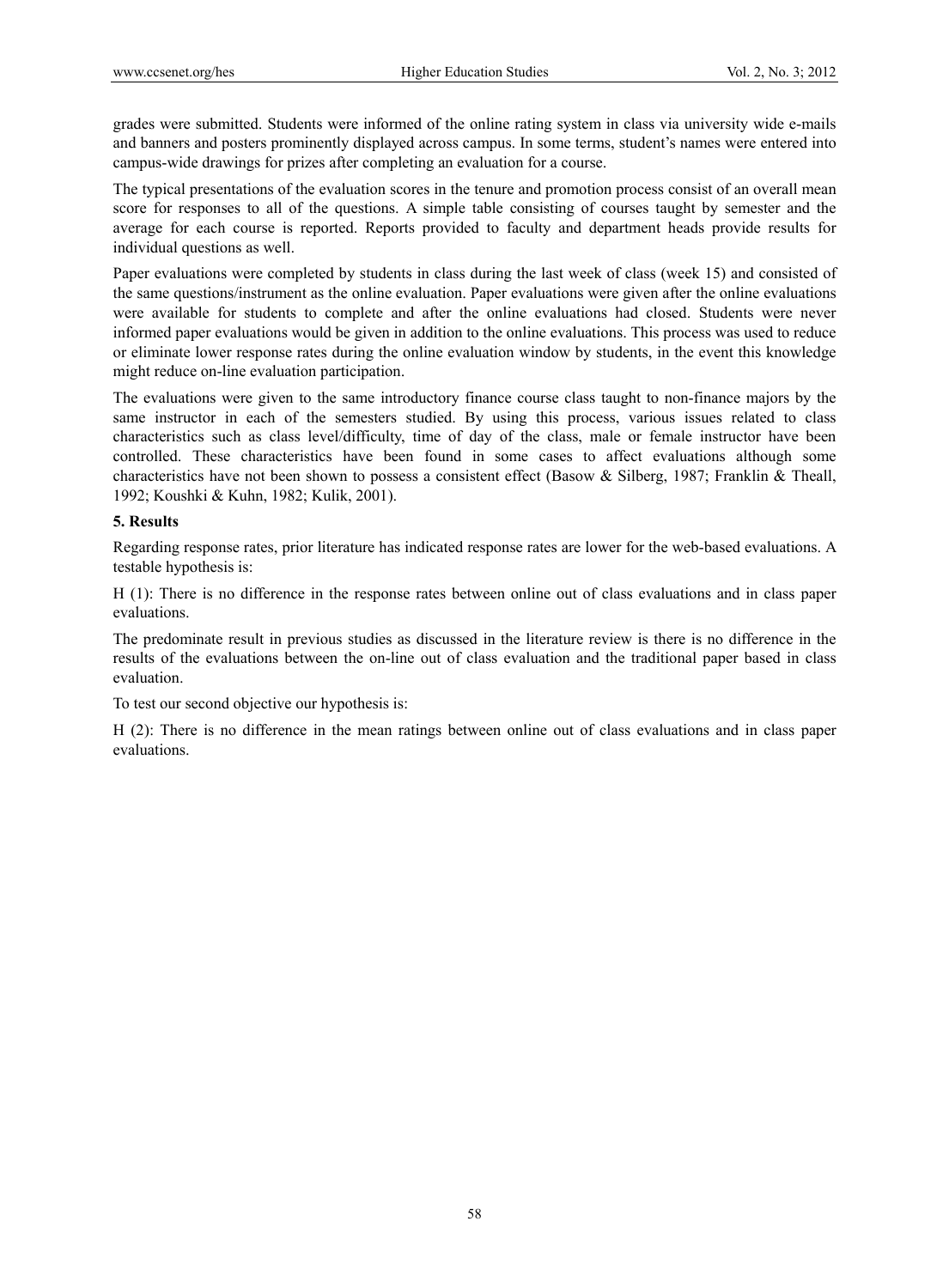grades were submitted. Students were informed of the online rating system in class via university wide e-mails and banners and posters prominently displayed across campus. In some terms, student's names were entered into campus-wide drawings for prizes after completing an evaluation for a course.

The typical presentations of the evaluation scores in the tenure and promotion process consist of an overall mean score for responses to all of the questions. A simple table consisting of courses taught by semester and the average for each course is reported. Reports provided to faculty and department heads provide results for individual questions as well.

Paper evaluations were completed by students in class during the last week of class (week 15) and consisted of the same questions/instrument as the online evaluation. Paper evaluations were given after the online evaluations were available for students to complete and after the online evaluations had closed. Students were never informed paper evaluations would be given in addition to the online evaluations. This process was used to reduce or eliminate lower response rates during the online evaluation window by students, in the event this knowledge might reduce on-line evaluation participation.

The evaluations were given to the same introductory finance course class taught to non-finance majors by the same instructor in each of the semesters studied. By using this process, various issues related to class characteristics such as class level/difficulty, time of day of the class, male or female instructor have been controlled. These characteristics have been found in some cases to affect evaluations although some characteristics have not been shown to possess a consistent effect (Basow & Silberg, 1987; Franklin & Theall, 1992; Koushki & Kuhn, 1982; Kulik, 2001).

## 5. Results

Regarding response rates, prior literature has indicated response rates are lower for the web-based evaluations. A testable hypothesis is:

H (1): There is no difference in the response rates between online out of class evaluations and in class paper evaluations.

The predominate result in previous studies as discussed in the literature review is there is no difference in the results of the evaluations between the on-line out of class evaluation and the traditional paper based in class evaluation.

To test our second objective our hypothesis is:

H (2): There is no difference in the mean ratings between online out of class evaluations and in class paper evaluations.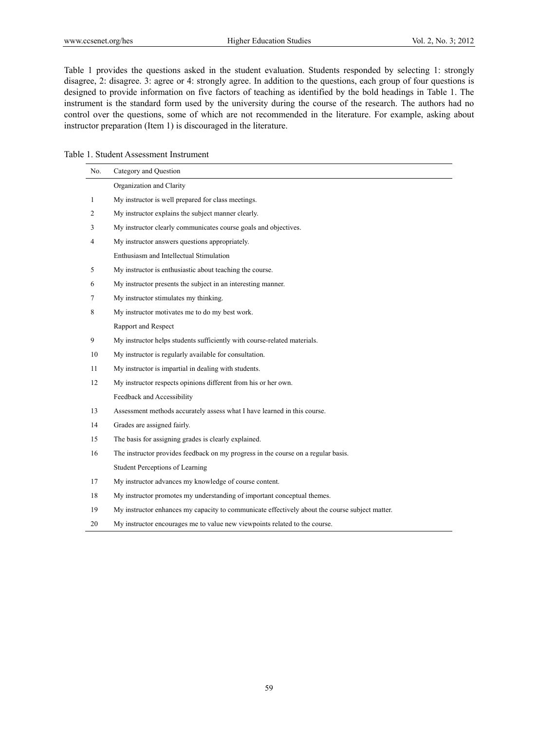Table 1 provides the questions asked in the student evaluation. Students responded by selecting 1: strongly disagree, 2: disagree. 3: agree or 4: strongly agree. In addition to the questions, each group of four questions is designed to provide information on five factors of teaching as identified by the bold headings in Table 1. The instrument is the standard form used by the university during the course of the research. The authors had no control over the questions, some of which are not recommended in the literature. For example, asking about instructor preparation (Item 1) is discouraged in the literature.

Table 1. Student Assessment Instrument

| No. | Category and Question |
|---|---|
| | Organization and Clarity |
| 1 | My instructor is well prepared for class meetings. |
| 2 | My instructor explains the subject manner clearly. |
| 3 | My instructor clearly communicates course goals and objectives. |
| 4 | My instructor answers questions appropriately. |
| | Enthusiasm and Intellectual Stimulation |
| 5 | My instructor is enthusiastic about teaching the course. |
| 6 | My instructor presents the subject in an interesting manner. |
| 7 | My instructor stimulates my thinking. |
| 8 | My instructor motivates me to do my best work. |
| | Rapport and Respect |
| 9 | My instructor helps students sufficiently with course-related materials. |
| 10 | My instructor is regularly available for consultation. |
| 11 | My instructor is impartial in dealing with students. |
| 12 | My instructor respects opinions different from his or her own. |
| | Feedback and Accessibility |
| 13 | Assessment methods accurately assess what I have learned in this course. |
| 14 | Grades are assigned fairly. |
| 15 | The basis for assigning grades is clearly explained. |
| 16 | The instructor provides feedback on my progress in the course on a regular basis. |
| | Student Perceptions of Learning |
| 17 | My instructor advances my knowledge of course content. |
| 18 | My instructor promotes my understanding of important conceptual themes. |
| 19 | My instructor enhances my capacity to communicate effectively about the course subject matter. |
| 20 | My instructor encourages me to value new viewpoints related to the course. |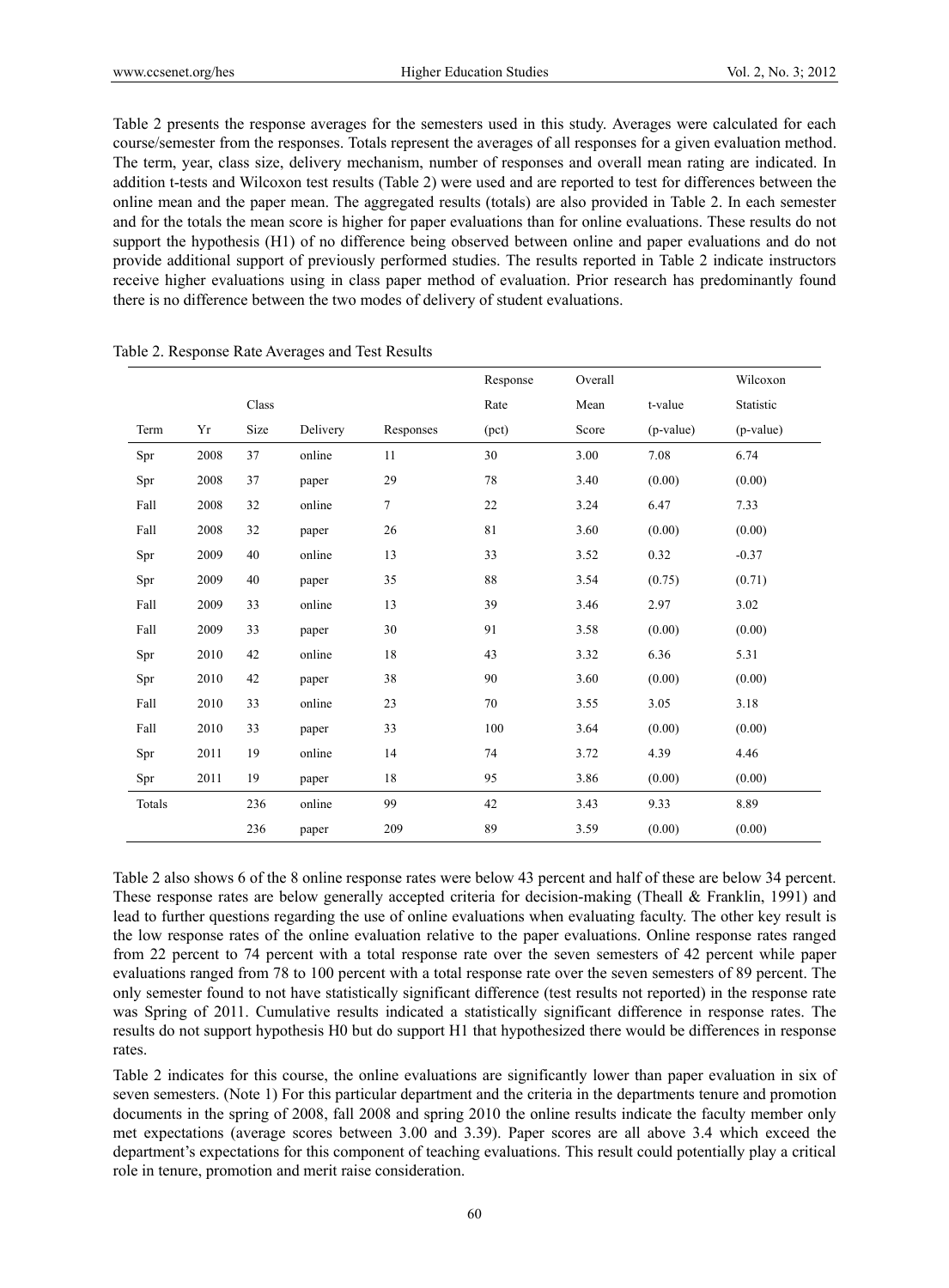Table 2 presents the response averages for the semesters used in this study. Averages were calculated for each course/semester from the responses. Totals represent the averages of all responses for a given evaluation method. The term, year, class size, delivery mechanism, number of responses and overall mean rating are indicated. In addition t-tests and Wilcoxon test results (Table 2) were used and are reported to test for differences between the online mean and the paper mean. The aggregated results (totals) are also provided in Table 2. In each semester and for the totals the mean score is higher for paper evaluations than for online evaluations. These results do not support the hypothesis (H1) of no difference being observed between online and paper evaluations and do not provide additional support of previously performed studies. The results reported in Table 2 indicate instructors receive higher evaluations using in class paper method of evaluation. Prior research has predominantly found there is no difference between the two modes of delivery of student evaluations.

Table 2. Response Rate Averages and Test Results

| Term | Yr | Class Size | Delivery | Responses | Response Rate (pct) | Overall Mean Score | t-value (p-value) | Wilcoxon Statistic (p-value) |
|---|---|---|---|---|---|---|---|---|
| Spr | 2008 | 37 | online | 11 | 30 | 3.00 | 7.08 | 6.74 |
| Spr | 2008 | 37 | paper | 29 | 78 | 3.40 | (0.00) | (0.00) |
| Fall | 2008 | 32 | online | 7 | 22 | 3.24 | 6.47 | 7.33 |
| Fall | 2008 | 32 | paper | 26 | 81 | 3.60 | (0.00) | (0.00) |
| Spr | 2009 | 40 | online | 13 | 33 | 3.52 | 0.32 | -0.37 |
| Spr | 2009 | 40 | paper | 35 | 88 | 3.54 | (0.75) | (0.71) |
| Fall | 2009 | 33 | online | 13 | 39 | 3.46 | 2.97 | 3.02 |
| Fall | 2009 | 33 | paper | 30 | 91 | 3.58 | (0.00) | (0.00) |
| Spr | 2010 | 42 | online | 18 | 43 | 3.32 | 6.36 | 5.31 |
| Spr | 2010 | 42 | paper | 38 | 90 | 3.60 | (0.00) | (0.00) |
| Fall | 2010 | 33 | online | 23 | 70 | 3.55 | 3.05 | 3.18 |
| Fall | 2010 | 33 | paper | 33 | 100 | 3.64 | (0.00) | (0.00) |
| Spr | 2011 | 19 | online | 14 | 74 | 3.72 | 4.39 | 4.46 |
| Spr | 2011 | 19 | paper | 18 | 95 | 3.86 | (0.00) | (0.00) |
| Totals | | 236 | online | 99 | 42 | 3.43 | 9.33 | 8.89 |
| | | 236 | paper | 209 | 89 | 3.59 | (0.00) | (0.00) |

Table 2 also shows 6 of the 8 online response rates were below 43 percent and half of these are below 34 percent. These response rates are below generally accepted criteria for decision-making (Theall & Franklin, 1991) and lead to further questions regarding the use of online evaluations when evaluating faculty. The other key result is the low response rates of the online evaluation relative to the paper evaluations. Online response rates ranged from 22 percent to 74 percent with a total response rate over the seven semesters of 42 percent while paper evaluations ranged from 78 to 100 percent with a total response rate over the seven semesters of 89 percent. The only semester found to not have statistically significant difference (test results not reported) in the response rate was Spring of 2011. Cumulative results indicated a statistically significant difference in response rates. The results do not support hypothesis H0 but do support H1 that hypothesized there would be differences in response rates.

Table 2 indicates for this course, the online evaluations are significantly lower than paper evaluation in six of seven semesters. (Note 1) For this particular department and the criteria in the departments tenure and promotion documents in the spring of 2008, fall 2008 and spring 2010 the online results indicate the faculty member only met expectations (average scores between 3.00 and 3.39). Paper scores are all above 3.4 which exceed the department's expectations for this component of teaching evaluations. This result could potentially play a critical role in tenure, promotion and merit raise consideration.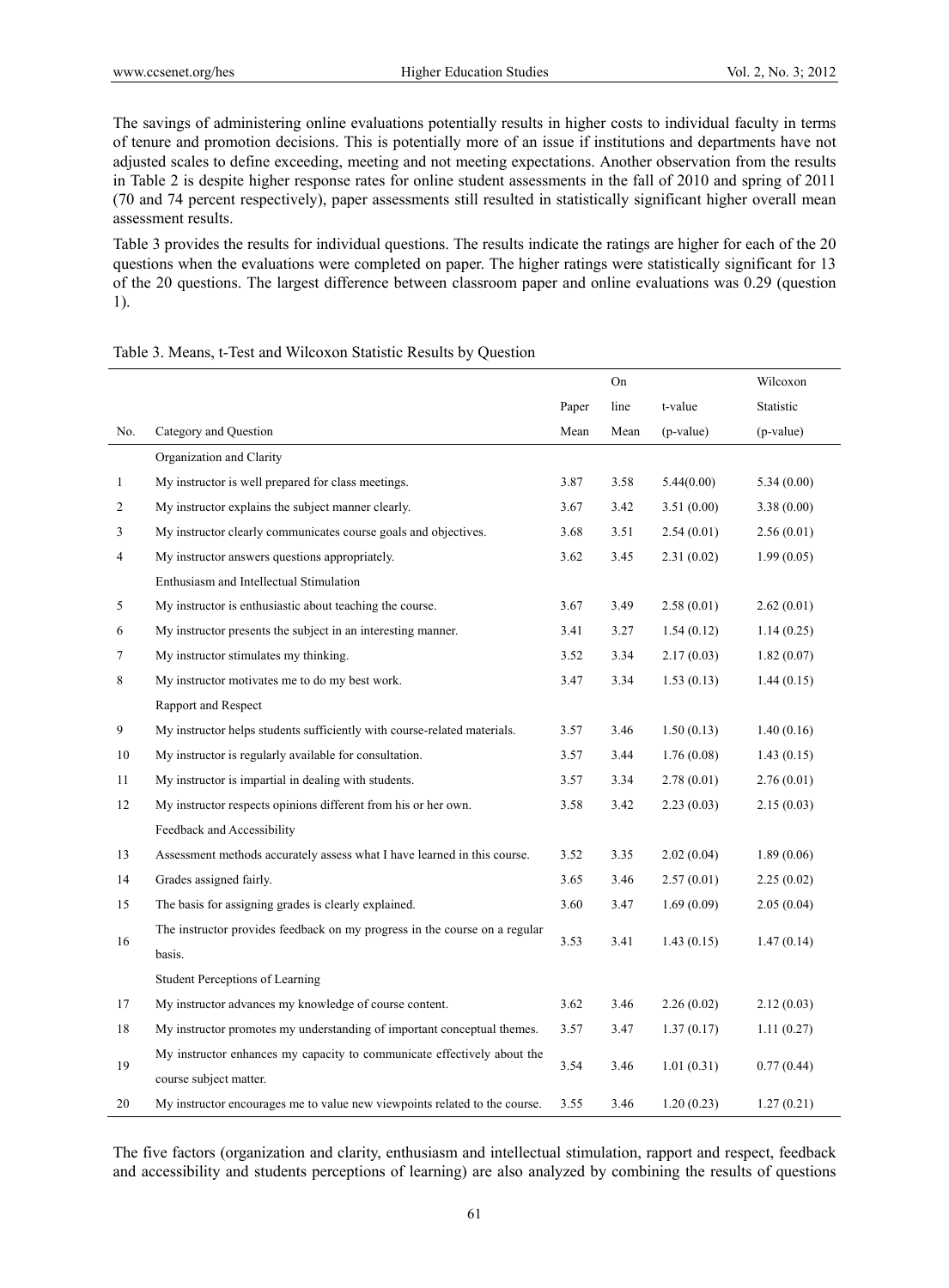The savings of administering online evaluations potentially results in higher costs to individual faculty in terms of tenure and promotion decisions. This is potentially more of an issue if institutions and departments have not adjusted scales to define exceeding, meeting and not meeting expectations. Another observation from the results in Table 2 is despite higher response rates for online student assessments in the fall of 2010 and spring of 2011 (70 and 74 percent respectively), paper assessments still resulted in statistically significant higher overall mean assessment results.

Table 3 provides the results for individual questions. The results indicate the ratings are higher for each of the 20 questions when the evaluations were completed on paper. The higher ratings were statistically significant for 13 of the 20 questions. The largest difference between classroom paper and online evaluations was 0.29 (question 1).

Table 3. Means, t-Test and Wilcoxon Statistic Results by Question

| No. | Category and Question | Paper Mean | Online Mean | t-value (p-value) | Wilcoxon Statistic (p-value) |
|---|---|---|---|---|---|
| | Organization and Clarity | | | | |
| 1 | My instructor is well prepared for class meetings. | 3.87 | 3.58 | 5.44(0.00) | 5.34 (0.00) |
| 2 | My instructor explains the subject manner clearly. | 3.67 | 3.42 | 3.51 (0.00) | 3.38 (0.00) |
| 3 | My instructor clearly communicates course goals and objectives. | 3.68 | 3.51 | 2.54 (0.01) | 2.56 (0.01) |
| 4 | My instructor answers questions appropriately. | 3.62 | 3.45 | 2.31 (0.02) | 1.99 (0.05) |
| | Enthusiasm and Intellectual Stimulation | | | | |
| 5 | My instructor is enthusiastic about teaching the course. | 3.67 | 3.49 | 2.58 (0.01) | 2.62 (0.01) |
| 6 | My instructor presents the subject in an interesting manner. | 3.41 | 3.27 | 1.54 (0.12) | 1.14 (0.25) |
| 7 | My instructor stimulates my thinking. | 3.52 | 3.34 | 2.17 (0.03) | 1.82 (0.07) |
| 8 | My instructor motivates me to do my best work. | 3.47 | 3.34 | 1.53 (0.13) | 1.44 (0.15) |
| | Rapport and Respect | | | | |
| 9 | My instructor helps students sufficiently with course-related materials. | 3.57 | 3.46 | 1.50 (0.13) | 1.40 (0.16) |
| 10 | My instructor is regularly available for consultation. | 3.57 | 3.44 | 1.76 (0.08) | 1.43 (0.15) |
| 11 | My instructor is impartial in dealing with students. | 3.57 | 3.34 | 2.78 (0.01) | 2.76 (0.01) |
| 12 | My instructor respects opinions different from his or her own. | 3.58 | 3.42 | 2.23 (0.03) | 2.15 (0.03) |
| | Feedback and Accessibility | | | | |
| 13 | Assessment methods accurately assess what I have learned in this course. | 3.52 | 3.35 | 2.02 (0.04) | 1.89 (0.06) |
| 14 | Grades assigned fairly. | 3.65 | 3.46 | 2.57 (0.01) | 2.25 (0.02) |
| 15 | The basis for assigning grades is clearly explained. | 3.60 | 3.47 | 1.69 (0.09) | 2.05 (0.04) |
| 16 | The instructor provides feedback on my progress in the course on a regular basis. | 3.53 | 3.41 | 1.43 (0.15) | 1.47 (0.14) |
| | Student Perceptions of Learning | | | | |
| 17 | My instructor advances my knowledge of course content. | 3.62 | 3.46 | 2.26 (0.02) | 2.12 (0.03) |
| 18 | My instructor promotes my understanding of important conceptual themes. | 3.57 | 3.47 | 1.37 (0.17) | 1.11 (0.27) |
| 19 | My instructor enhances my capacity to communicate effectively about the course subject matter. | 3.54 | 3.46 | 1.01 (0.31) | 0.77 (0.44) |
| 20 | My instructor encourages me to value new viewpoints related to the course. | 3.55 | 3.46 | 1.20 (0.23) | 1.27 (0.21) |

The five factors (organization and clarity, enthusiasm and intellectual stimulation, rapport and respect, feedback and accessibility and students perceptions of learning) are also analyzed by combining the results of questions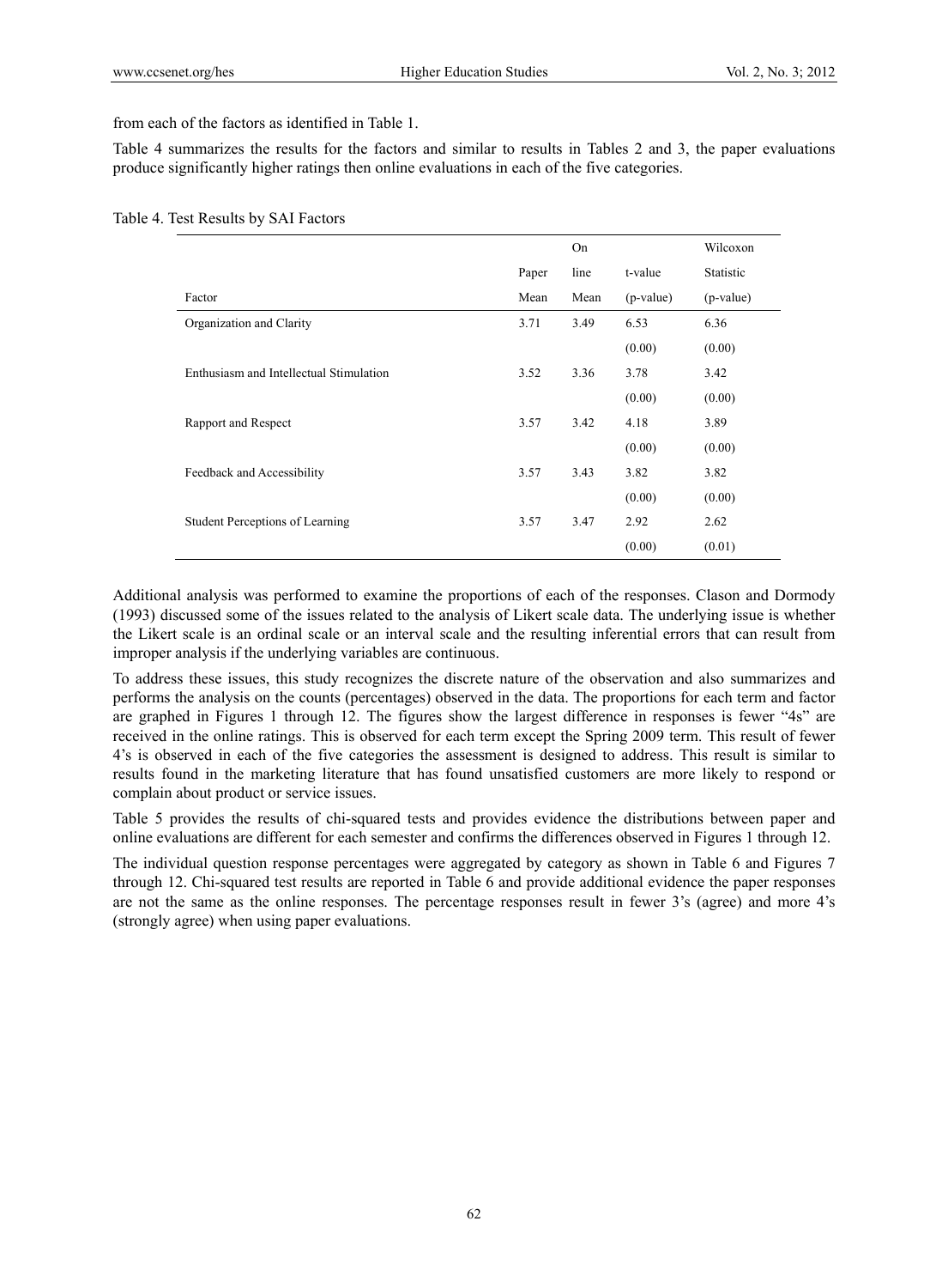from each of the factors as identified in Table 1.

Table 4 summarizes the results for the factors and similar to results in Tables 2 and 3, the paper evaluations produce significantly higher ratings then online evaluations in each of the five categories.

Table 4. Test Results by SAI Factors

| Factor | Paper Mean | On line Mean | t-value (p-value) | Wilcoxon Statistic (p-value) |
|---|---|---|---|---|
| Organization and Clarity | 3.71 | 3.49 | 6.53 | 6.36 |
| | | | (0.00) | (0.00) |
| Enthusiasm and Intellectual Stimulation | 3.52 | 3.36 | 3.78 | 3.42 |
| | | | (0.00) | (0.00) |
| Rapport and Respect | 3.57 | 3.42 | 4.18 | 3.89 |
| | | | (0.00) | (0.00) |
| Feedback and Accessibility | 3.57 | 3.43 | 3.82 | 3.82 |
| | | | (0.00) | (0.00) |
| Student Perceptions of Learning | 3.57 | 3.47 | 2.92 | 2.62 |
| | | | (0.00) | (0.01) |

Additional analysis was performed to examine the proportions of each of the responses. Clason and Dormody (1993) discussed some of the issues related to the analysis of Likert scale data. The underlying issue is whether the Likert scale is an ordinal scale or an interval scale and the resulting inferential errors that can result from improper analysis if the underlying variables are continuous.

To address these issues, this study recognizes the discrete nature of the observation and also summarizes and performs the analysis on the counts (percentages) observed in the data. The proportions for each term and factor are graphed in Figures 1 through 12. The figures show the largest difference in responses is fewer "4s" are received in the online ratings. This is observed for each term except the Spring 2009 term. This result of fewer 4's is observed in each of the five categories the assessment is designed to address. This result is similar to results found in the marketing literature that has found unsatisfied customers are more likely to respond or complain about product or service issues.

Table 5 provides the results of chi-squared tests and provides evidence the distributions between paper and online evaluations are different for each semester and confirms the differences observed in Figures 1 through 12.

The individual question response percentages were aggregated by category as shown in Table 6 and Figures 7 through 12. Chi-squared test results are reported in Table 6 and provide additional evidence the paper responses are not the same as the online responses. The percentage responses result in fewer 3's (agree) and more 4's (strongly agree) when using paper evaluations.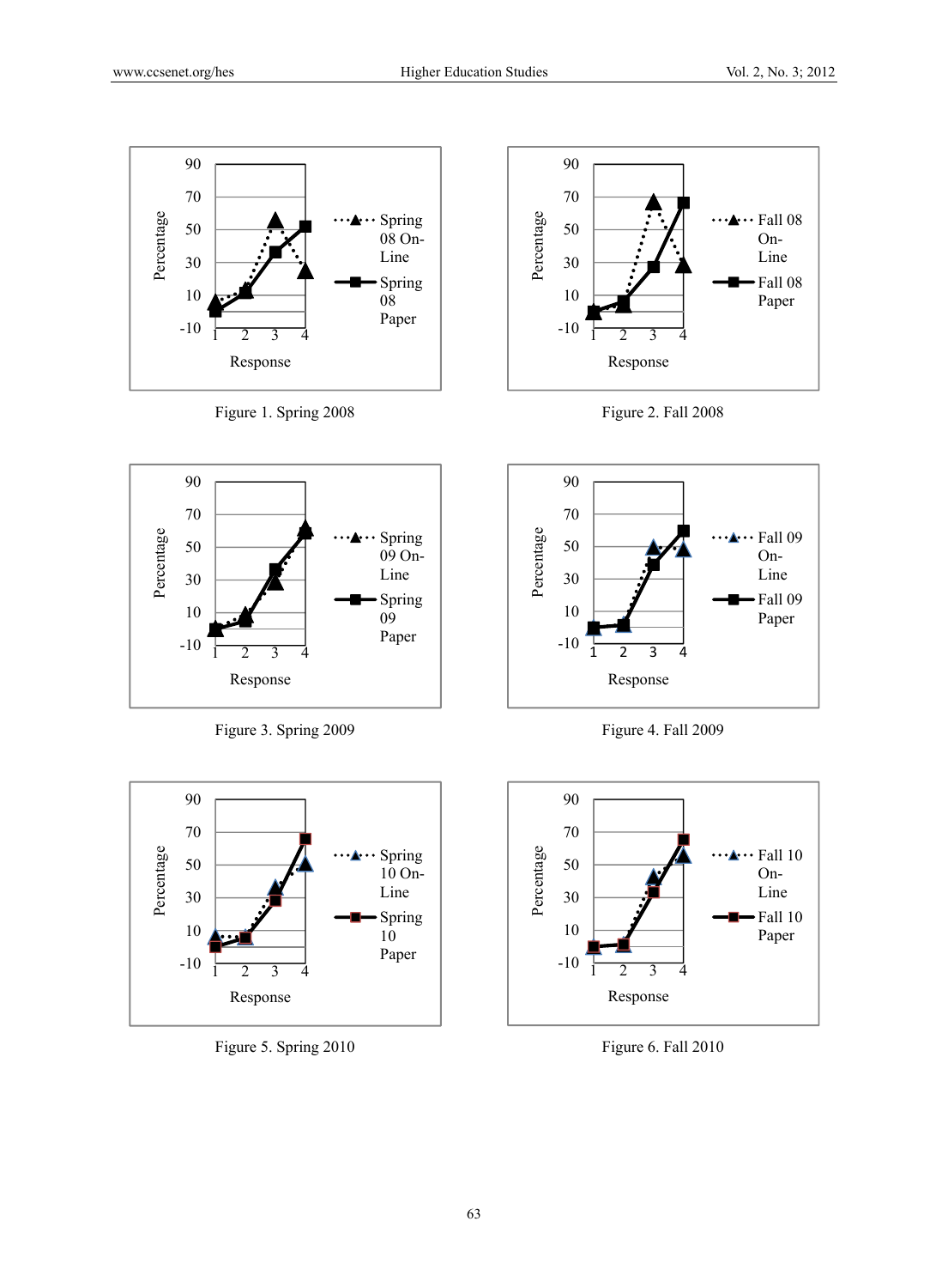Figure 1. Spring 2008

Figure 2. Fall 2008

Figure 3. Spring 2009

Figure 4. Fall 2009

Figure 5. Spring 2010

Figure 6. Fall 2010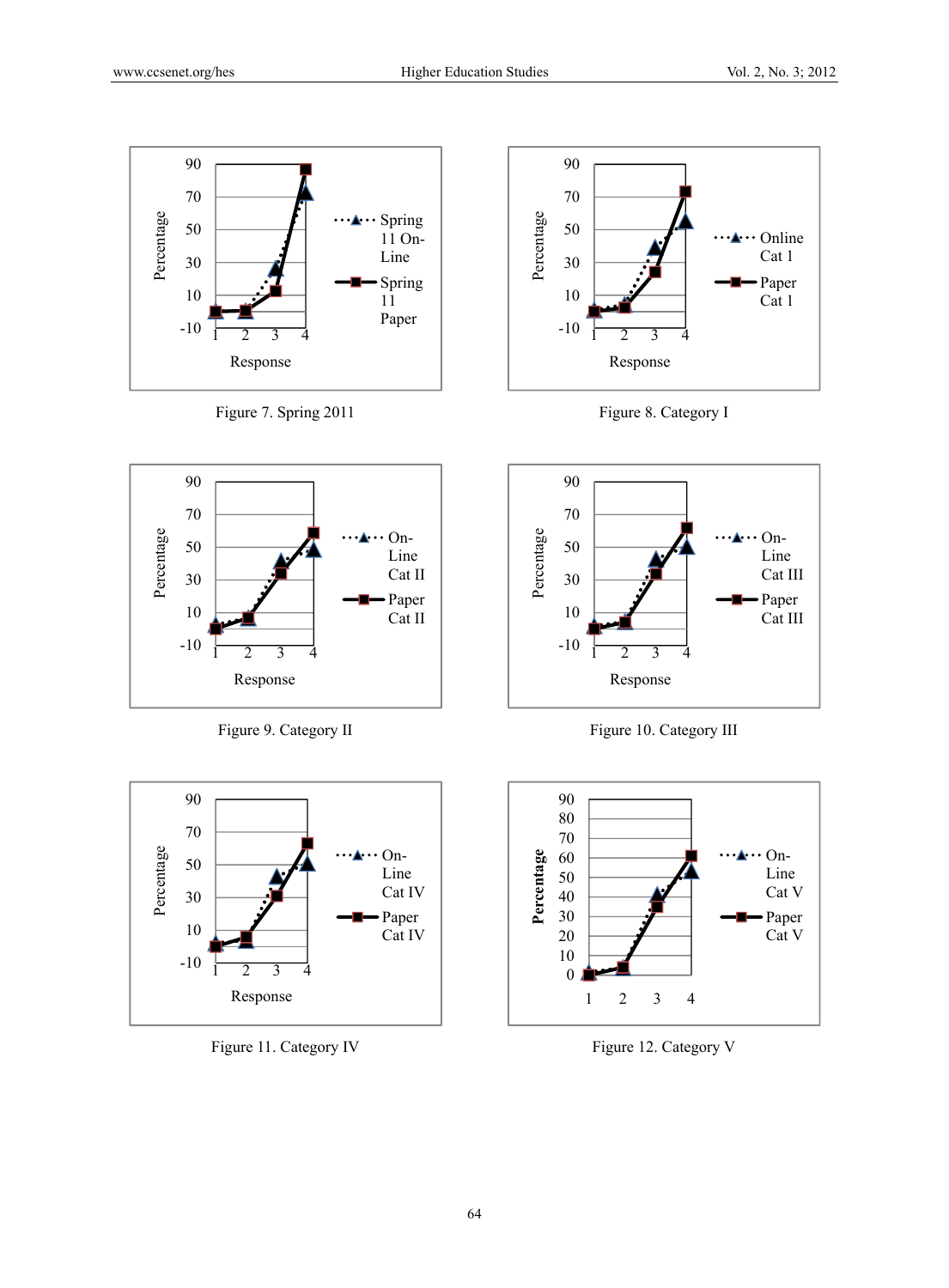Figure 7. Spring 2011

Figure 8. Category I

Figure 9. Category II

Figure 10. Category III

Figure 11. Category IV

Figure 12. Category V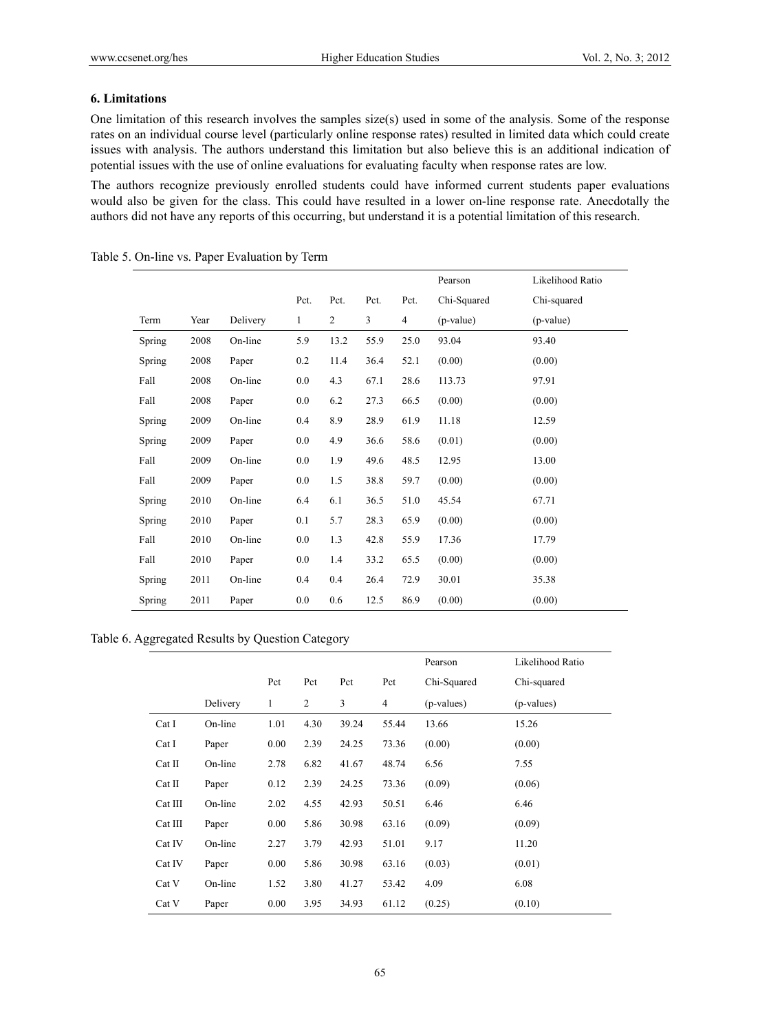## 6. Limitations

One limitation of this research involves the samples size(s) used in some of the analysis. Some of the response rates on an individual course level (particularly online response rates) resulted in limited data which could create issues with analysis. The authors understand this limitation but also believe this is an additional indication of potential issues with the use of online evaluations for evaluating faculty when response rates are low.

The authors recognize previously enrolled students could have informed current students paper evaluations would also be given for the class. This could have resulted in a lower on-line response rate. Anecdotally the authors did not have any reports of this occurring, but understand it is a potential limitation of this research.

Table 5. On-line vs. Paper Evaluation by Term

| Term | Year | Delivery | Pct. 1 | Pct. 2 | Pct. 3 | Pct. 4 | Pearson Chi-Squared (p-value) | Likelihood Ratio Chi-squared (p-value) |
|---|---|---|---|---|---|---|---|---|
| Spring | 2008 | On-line | 5.9 | 13.2 | 55.9 | 25.0 | 93.04 | 93.40 |
| Spring | 2008 | Paper | 0.2 | 11.4 | 36.4 | 52.1 | (0.00) | (0.00) |
| Fall | 2008 | On-line | 0.0 | 4.3 | 67.1 | 28.6 | 113.73 | 97.91 |
| Fall | 2008 | Paper | 0.0 | 6.2 | 27.3 | 66.5 | (0.00) | (0.00) |
| Spring | 2009 | On-line | 0.4 | 8.9 | 28.9 | 61.9 | 11.18 | 12.59 |
| Spring | 2009 | Paper | 0.0 | 4.9 | 36.6 | 58.6 | (0.01) | (0.00) |
| Fall | 2009 | On-line | 0.0 | 1.9 | 49.6 | 48.5 | 12.95 | 13.00 |
| Fall | 2009 | Paper | 0.0 | 1.5 | 38.8 | 59.7 | (0.00) | (0.00) |
| Spring | 2010 | On-line | 6.4 | 6.1 | 36.5 | 51.0 | 45.54 | 67.71 |
| Spring | 2010 | Paper | 0.1 | 5.7 | 28.3 | 65.9 | (0.00) | (0.00) |
| Fall | 2010 | On-line | 0.0 | 1.3 | 42.8 | 55.9 | 17.36 | 17.79 |
| Fall | 2010 | Paper | 0.0 | 1.4 | 33.2 | 65.5 | (0.00) | (0.00) |
| Spring | 2011 | On-line | 0.4 | 0.4 | 26.4 | 72.9 | 30.01 | 35.38 |
| Spring | 2011 | Paper | 0.0 | 0.6 | 12.5 | 86.9 | (0.00) | (0.00) |

Table 6. Aggregated Results by Question Category

| | Delivery | Pct 1 | Pct 2 | Pct 3 | Pct 4 | Pearson Chi-Squared (p-values) | Likelihood Ratio Chi-squared (p-values) |
|---|---|---|---|---|---|---|---|
| Cat I | On-line | 1.01 | 4.30 | 39.24 | 55.44 | 13.66 | 15.26 |
| Cat I | Paper | 0.00 | 2.39 | 24.25 | 73.36 | (0.00) | (0.00) |
| Cat II | On-line | 2.78 | 6.82 | 41.67 | 48.74 | 6.56 | 7.55 |
| Cat II | Paper | 0.12 | 2.39 | 24.25 | 73.36 | (0.09) | (0.06) |
| Cat III | On-line | 2.02 | 4.55 | 42.93 | 50.51 | 6.46 | 6.46 |
| Cat III | Paper | 0.00 | 5.86 | 30.98 | 63.16 | (0.09) | (0.09) |
| Cat IV | On-line | 2.27 | 3.79 | 42.93 | 51.01 | 9.17 | 11.20 |
| Cat IV | Paper | 0.00 | 5.86 | 30.98 | 63.16 | (0.03) | (0.01) |
| Cat V | On-line | 1.52 | 3.80 | 41.27 | 53.42 | 4.09 | 6.08 |
| Cat V | Paper | 0.00 | 3.95 | 34.93 | 61.12 | (0.25) | (0.10) |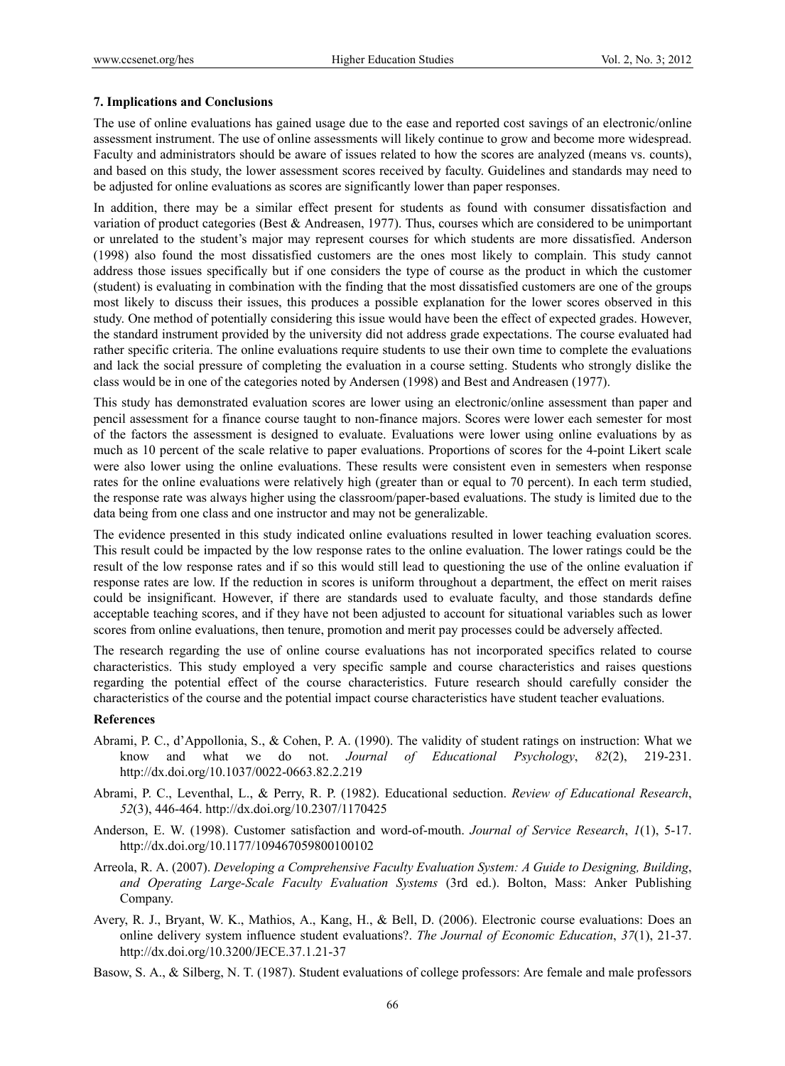### 7. Implications and Conclusions

The use of online evaluations has gained usage due to the ease and reported cost savings of an electronic/online assessment instrument. The use of online assessments will likely continue to grow and become more widespread. Faculty and administrators should be aware of issues related to how the scores are analyzed (means vs. counts), and based on this study, the lower assessment scores received by faculty. Guidelines and standards may need to be adjusted for online evaluations as scores are significantly lower than paper responses.

In addition, there may be a similar effect present for students as found with consumer dissatisfaction and variation of product categories (Best & Andreasen, 1977). Thus, courses which are considered to be unimportant or unrelated to the student's major may represent courses for which students are more dissatisfied. Anderson (1998) also found the most dissatisfied customers are the ones most likely to complain. This study cannot address those issues specifically but if one considers the type of course as the product in which the customer (student) is evaluating in combination with the finding that the most dissatisfied customers are one of the groups most likely to discuss their issues, this produces a possible explanation for the lower scores observed in this study. One method of potentially considering this issue would have been the effect of expected grades. However, the standard instrument provided by the university did not address grade expectations. The course evaluated had rather specific criteria. The online evaluations require students to use their own time to complete the evaluations and lack the social pressure of completing the evaluation in a course setting. Students who strongly dislike the class would be in one of the categories noted by Andersen (1998) and Best and Andreasen (1977).

This study has demonstrated evaluation scores are lower using an electronic/online assessment than paper and pencil assessment for a finance course taught to non-finance majors. Scores were lower each semester for most of the factors the assessment is designed to evaluate. Evaluations were lower using online evaluations by as much as 10 percent of the scale relative to paper evaluations. Proportions of scores for the 4-point Likert scale were also lower using the online evaluations. These results were consistent even in semesters when response rates for the online evaluations were relatively high (greater than or equal to 70 percent). In each term studied, the response rate was always higher using the classroom/paper-based evaluations. The study is limited due to the data being from one class and one instructor and may not be generalizable.

The evidence presented in this study indicated online evaluations resulted in lower teaching evaluation scores. This result could be impacted by the low response rates to the online evaluation. The lower ratings could be the result of the low response rates and if so this would still lead to questioning the use of the online evaluation if response rates are low. If the reduction in scores is uniform throughout a department, the effect on merit raises could be insignificant. However, if there are standards used to evaluate faculty, and those standards define acceptable teaching scores, and if they have not been adjusted to account for situational variables such as lower scores from online evaluations, then tenure, promotion and merit pay processes could be adversely affected.

The research regarding the use of online course evaluations has not incorporated specifics related to course characteristics. This study employed a very specific sample and course characteristics and raises questions regarding the potential effect of the course characteristics. Future research should carefully consider the characteristics of the course and the potential impact course characteristics have student teacher evaluations.

### References

Abrami, P. C., d'Appollonia, S., & Cohen, P. A. (1990). The validity of student ratings on instruction: What we know and what we do not. *Journal of Educational Psychology*, *82*(2), 219-231. http://dx.doi.org/10.1037/0022-0663.82.2.219

Abrami, P. C., Leventhal, L., & Perry, R. P. (1982). Educational seduction. *Review of Educational Research*, *52*(3), 446-464. http://dx.doi.org/10.2307/1170425

Anderson, E. W. (1998). Customer satisfaction and word-of-mouth. *Journal of Service Research*, *1*(1), 5-17. http://dx.doi.org/10.1177/109467059800100102

Arreola, R. A. (2007). *Developing a Comprehensive Faculty Evaluation System: A Guide to Designing, Building, and Operating Large-Scale Faculty Evaluation Systems* (3rd ed.). Bolton, Mass: Anker Publishing Company.

Avery, R. J., Bryant, W. K., Mathios, A., Kang, H., & Bell, D. (2006). Electronic course evaluations: Does an online delivery system influence student evaluations?. *The Journal of Economic Education*, *37*(1), 21-37. http://dx.doi.org/10.3200/JECE.37.1.21-37

Basow, S. A., & Silberg, N. T. (1987). Student evaluations of college professors: Are female and male professors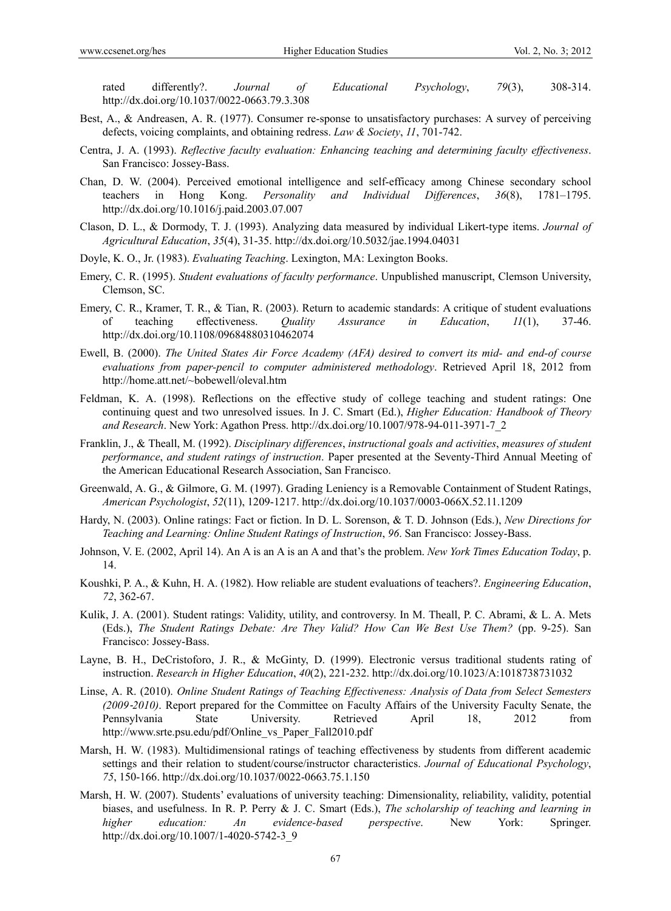rated differently?. *Journal of Educational Psychology*, *79*(3), 308-314. http://dx.doi.org/10.1037/0022-0663.79.3.308

Best, A., & Andreasen, A. R. (1977). Consumer re-sponse to unsatisfactory purchases: A survey of perceiving defects, voicing complaints, and obtaining redress. *Law & Society*, *11*, 701-742.

Centra, J. A. (1993). *Reflective faculty evaluation: Enhancing teaching and determining faculty effectiveness*. San Francisco: Jossey-Bass.

Chan, D. W. (2004). Perceived emotional intelligence and self-efficacy among Chinese secondary school teachers in Hong Kong. *Personality and Individual Differences*, *36*(8), 1781–1795. http://dx.doi.org/10.1016/j.paid.2003.07.007

Clason, D. L., & Dormody, T. J. (1993). Analyzing data measured by individual Likert-type items. *Journal of Agricultural Education*, *35*(4), 31-35. http://dx.doi.org/10.5032/jae.1994.04031

Doyle, K. O., Jr. (1983). *Evaluating Teaching*. Lexington, MA: Lexington Books.

Emery, C. R. (1995). *Student evaluations of faculty performance*. Unpublished manuscript, Clemson University, Clemson, SC.

Emery, C. R., Kramer, T. R., & Tian, R. (2003). Return to academic standards: A critique of student evaluations of teaching effectiveness. *Quality Assurance in Education*, *11*(1), 37-46. http://dx.doi.org/10.1108/09684880310462074

Ewell, B. (2000). *The United States Air Force Academy (AFA) desired to convert its mid- and end-of course evaluations from paper-pencil to computer administered methodology*. Retrieved April 18, 2012 from http://home.att.net/~bobewell/oleval.htm

Feldman, K. A. (1998). Reflections on the effective study of college teaching and student ratings: One continuing quest and two unresolved issues. In J. C. Smart (Ed.), *Higher Education: Handbook of Theory and Research*. New York: Agathon Press. http://dx.doi.org/10.1007/978-94-011-3971-7_2

Franklin, J., & Theall, M. (1992). *Disciplinary differences*, *instructional goals and activities*, *measures of student performance*, *and student ratings of instruction*. Paper presented at the Seventy-Third Annual Meeting of the American Educational Research Association, San Francisco.

Greenwald, A. G., & Gilmore, G. M. (1997). Grading Leniency is a Removable Containment of Student Ratings, *American Psychologist*, *52*(11), 1209-1217. http://dx.doi.org/10.1037/0003-066X.52.11.1209

Hardy, N. (2003). Online ratings: Fact or fiction. In D. L. Sorenson, & T. D. Johnson (Eds.), *New Directions for Teaching and Learning: Online Student Ratings of Instruction*, *96*. San Francisco: Jossey-Bass.

Johnson, V. E. (2002, April 14). An A is an A is an A and that's the problem. *New York Times Education Today*, p. 14.

Koushki, P. A., & Kuhn, H. A. (1982). How reliable are student evaluations of teachers?. *Engineering Education*, *72*, 362-67.

Kulik, J. A. (2001). Student ratings: Validity, utility, and controversy. In M. Theall, P. C. Abrami, & L. A. Mets (Eds.), *The Student Ratings Debate: Are They Valid? How Can We Best Use Them?* (pp. 9-25). San Francisco: Jossey-Bass.

Layne, B. H., DeCristoforo, J. R., & McGinty, D. (1999). Electronic versus traditional students rating of instruction. *Research in Higher Education*, *40*(2), 221-232. http://dx.doi.org/10.1023/A:1018738731032

Linse, A. R. (2010). *Online Student Ratings of Teaching Effectiveness: Analysis of Data from Select Semesters (2009-2010)*. Report prepared for the Committee on Faculty Affairs of the University Faculty Senate, the Pennsylvania State University. Retrieved April 18, 2012 from http://www.srte.psu.edu/pdf/Online_vs_Paper_Fall2010.pdf

Marsh, H. W. (1983). Multidimensional ratings of teaching effectiveness by students from different academic settings and their relation to student/course/instructor characteristics. *Journal of Educational Psychology*, *75*, 150-166. http://dx.doi.org/10.1037/0022-0663.75.1.150

Marsh, H. W. (2007). Students' evaluations of university teaching: Dimensionality, reliability, validity, potential biases, and usefulness. In R. P. Perry & J. C. Smart (Eds.), *The scholarship of teaching and learning in higher education: An evidence-based perspective*. New York: Springer. http://dx.doi.org/10.1007/1-4020-5742-3_9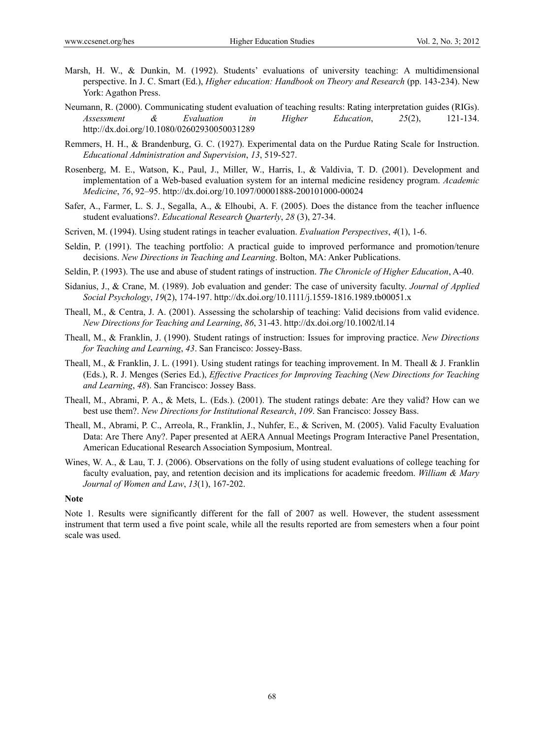Marsh, H. W., & Dunkin, M. (1992). Students' evaluations of university teaching: A multidimensional perspective. In J. C. Smart (Ed.), *Higher education: Handbook on Theory and Research* (pp. 143-234). New York: Agathon Press.

Neumann, R. (2000). Communicating student evaluation of teaching results: Rating interpretation guides (RIGs). *Assessment & Evaluation in Higher Education*, *25*(2), 121-134. http://dx.doi.org/10.1080/02602930050031289

Remmers, H. H., & Brandenburg, G. C. (1927). Experimental data on the Purdue Rating Scale for Instruction. *Educational Administration and Supervision*, *13*, 519-527.

Rosenberg, M. E., Watson, K., Paul, J., Miller, W., Harris, I., & Valdivia, T. D. (2001). Development and implementation of a Web-based evaluation system for an internal medicine residency program. *Academic Medicine*, *76*, 92–95. http://dx.doi.org/10.1097/00001888-200101000-00024

Safer, A., Farmer, L. S. J., Segalla, A., & Elhoubi, A. F. (2005). Does the distance from the teacher influence student evaluations?. *Educational Research Quarterly*, *28* (3), 27-34.

Scriven, M. (1994). Using student ratings in teacher evaluation. *Evaluation Perspectives*, *4*(1), 1-6.

Seldin, P. (1991). The teaching portfolio: A practical guide to improved performance and promotion/tenure decisions. *New Directions in Teaching and Learning*. Bolton, MA: Anker Publications.

Seldin, P. (1993). The use and abuse of student ratings of instruction. *The Chronicle of Higher Education*, A-40.

Sidanius, J., & Crane, M. (1989). Job evaluation and gender: The case of university faculty. *Journal of Applied Social Psychology*, *19*(2), 174-197. http://dx.doi.org/10.1111/j.1559-1816.1989.tb00051.x

Theall, M., & Centra, J. A. (2001). Assessing the scholarship of teaching: Valid decisions from valid evidence. *New Directions for Teaching and Learning*, *86*, 31-43. http://dx.doi.org/10.1002/tl.14

Theall, M., & Franklin, J. (1990). Student ratings of instruction: Issues for improving practice. *New Directions for Teaching and Learning*, *43*. San Francisco: Jossey-Bass.

Theall, M., & Franklin, J. L. (1991). Using student ratings for teaching improvement. In M. Theall & J. Franklin (Eds.), R. J. Menges (Series Ed.), *Effective Practices for Improving Teaching* (*New Directions for Teaching and Learning*, *48*). San Francisco: Jossey Bass.

Theall, M., Abrami, P. A., & Mets, L. (Eds.). (2001). The student ratings debate: Are they valid? How can we best use them?. *New Directions for Institutional Research*, *109*. San Francisco: Jossey Bass.

Theall, M., Abrami, P. C., Arreola, R., Franklin, J., Nuhfer, E., & Scriven, M. (2005). Valid Faculty Evaluation Data: Are There Any?. Paper presented at AERA Annual Meetings Program Interactive Panel Presentation, American Educational Research Association Symposium, Montreal.

Wines, W. A., & Lau, T. J. (2006). Observations on the folly of using student evaluations of college teaching for faculty evaluation, pay, and retention decision and its implications for academic freedom. *William & Mary Journal of Women and Law*, *13*(1), 167-202.

**Note**

Note 1. Results were significantly different for the fall of 2007 as well. However, the student assessment instrument that term used a five point scale, while all the results reported are from semesters when a four point scale was used.